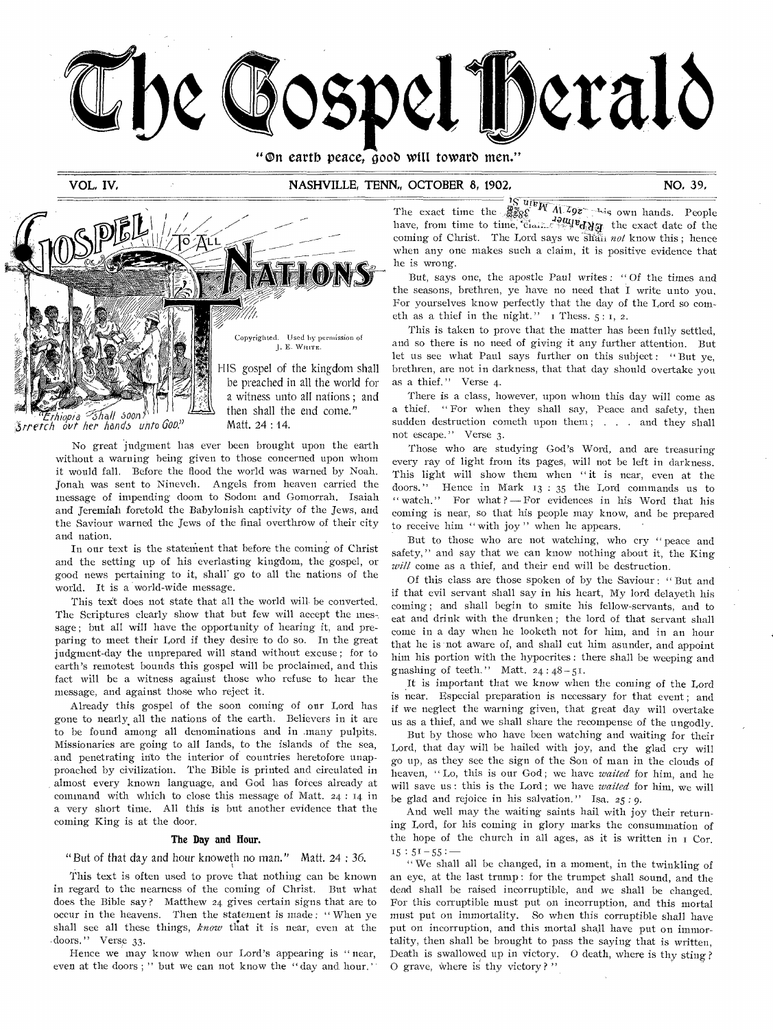# The Gospel Herald

"On earth peace, good will toward men."

VOL. IV. NASHVILLE, TENN., OCTOBER 8, 1902. NO. 39.

## Gospel to All Nations

Copyrighted. Used by permission of J. E. White.

"Ethiopia shall soon stretch out her hands unto God."

"THIS gospel of the kingdom shall be preached in all the world for a witness unto all nations; and then shall the end come." Matt. 24 : 14.

No great judgment has ever been brought upon the earth without a warning being given to those concerned upon whom it would fall. Before the flood the world was warned by Noah. Jonah was sent to Nineveh. Angels from heaven carried the message of impending doom to Sodom and Gomorrah. Isaiah and Jeremiah foretold the Babylonish captivity of the Jews, and the Saviour warned the Jews of the final overthrow of their city and nation.

In our text is the statement that before the coming of Christ and the setting up of his everlasting kingdom, the gospel, or good news pertaining to it, shall go to all the nations of the world. It is a world-wide message.

This text does not state that all the world will be converted. The Scriptures clearly show that but few will accept the message; but all will have the opportunity of hearing it, and preparing to meet their Lord if they desire to do so. In the great judgment-day the unprepared will stand without excuse; for to earth's remotest bounds this gospel will be proclaimed, and this fact will be a witness against those who refuse to hear the message, and against those who reject it.

Already this gospel of the soon coming of our Lord has gone to nearly all the nations of the earth. Believers in it are to be found among all denominations and in many pulpits. Missionaries are going to all lands, to the islands of the sea, and penetrating into the interior of countries heretofore unapproached by civilization. The Bible is printed and circulated in almost every known language, and God has forces already at command with which to close this message of Matt. 24 : 14 in a very short time. All this is but another evidence that the coming King is at the door.

### The Day and Hour.

"But of that day and hour knoweth no man." Matt. 24 : 36.

This text is often used to prove that nothing can be known in regard to the nearness of the coming of Christ. But what does the Bible say? Matthew 24 gives certain signs that are to occur in the heavens. Then the statement is made: "When ye shall see all these things, *know* that it is near, even at the doors." Verse 33.

Hence we may know when our Lord's appearing is "near, even at the doors;" but we can not know the "day and hour." The exact time the Father has put in his own hands. People have, from time to time, claimed to know the exact date of the coming of Christ. The Lord says we shall *not* know this; hence when any one makes such a claim, it is positive evidence that he is wrong.

But, says one, the apostle Paul writes: "Of the times and the seasons, brethren, ye have no need that I write unto you. For yourselves know perfectly that the day of the Lord so cometh as a thief in the night." 1 Thess. 5 : 1, 2.

This is taken to prove that the matter has been fully settled, and so there is no need of giving it any further attention. But let us see what Paul says further on this subject: "But ye, brethren, are not in darkness, that that day should overtake you as a thief." Verse 4.

There is a class, however, upon whom this day will come as a thief. "For when they shall say, Peace and safety, then sudden destruction cometh upon them; . . . and they shall not escape." Verse 3.

Those who are studying God's Word, and are treasuring every ray of light from its pages, will not be left in darkness. This light will show them when "it is near, even at the doors." Hence in Mark 13 : 35 the Lord commands us to "watch." For what? — For evidences in his Word that his coming is near, so that his people may know, and be prepared to receive him "with joy" when he appears.

But to those who are not watching, who cry "peace and safety," and say that we can know nothing about it, the King *will* come as a thief, and their end will be destruction.

Of this class are those spoken of by the Saviour: "But and if that evil servant shall say in his heart, My lord delayeth his coming; and shall begin to smite his fellow-servants, and to eat and drink with the drunken; the lord of that servant shall come in a day when he looketh not for him, and in an hour that he is not aware of, and shall cut him asunder, and appoint him his portion with the hypocrites: there shall be weeping and gnashing of teeth." Matt. 24 : 48–51.

It is important that we know when the coming of the Lord is near. Especial preparation is necessary for that event; and if we neglect the warning given, that great day will overtake us as a thief, and we shall share the recompense of the ungodly.

But by those who have been watching and waiting for their Lord, that day will be hailed with joy, and the glad cry will go up, as they see the sign of the Son of man in the clouds of heaven, "Lo, this is our God; we have *waited* for him, and he will save us: this is the Lord; we have *waited* for him, we will be glad and rejoice in his salvation." Isa. 25 : 9.

And well may the waiting saints hail with joy their returning Lord, for his coming in glory marks the consummation of the hope of the church in all ages, as it is written in 1 Cor. 15 : 51–55: —

"We shall all be changed, in a moment, in the twinkling of an eye, at the last trump: for the trumpet shall sound, and the dead shall be raised incorruptible, and we shall be changed. For this corruptible must put on incorruption, and this mortal must put on immortality. So when this corruptible shall have put on incorruption, and this mortal shall have put on immortality, then shall be brought to pass the saying that is written, Death is swallowed up in victory. O death, where is thy sting? O grave, where is thy victory?"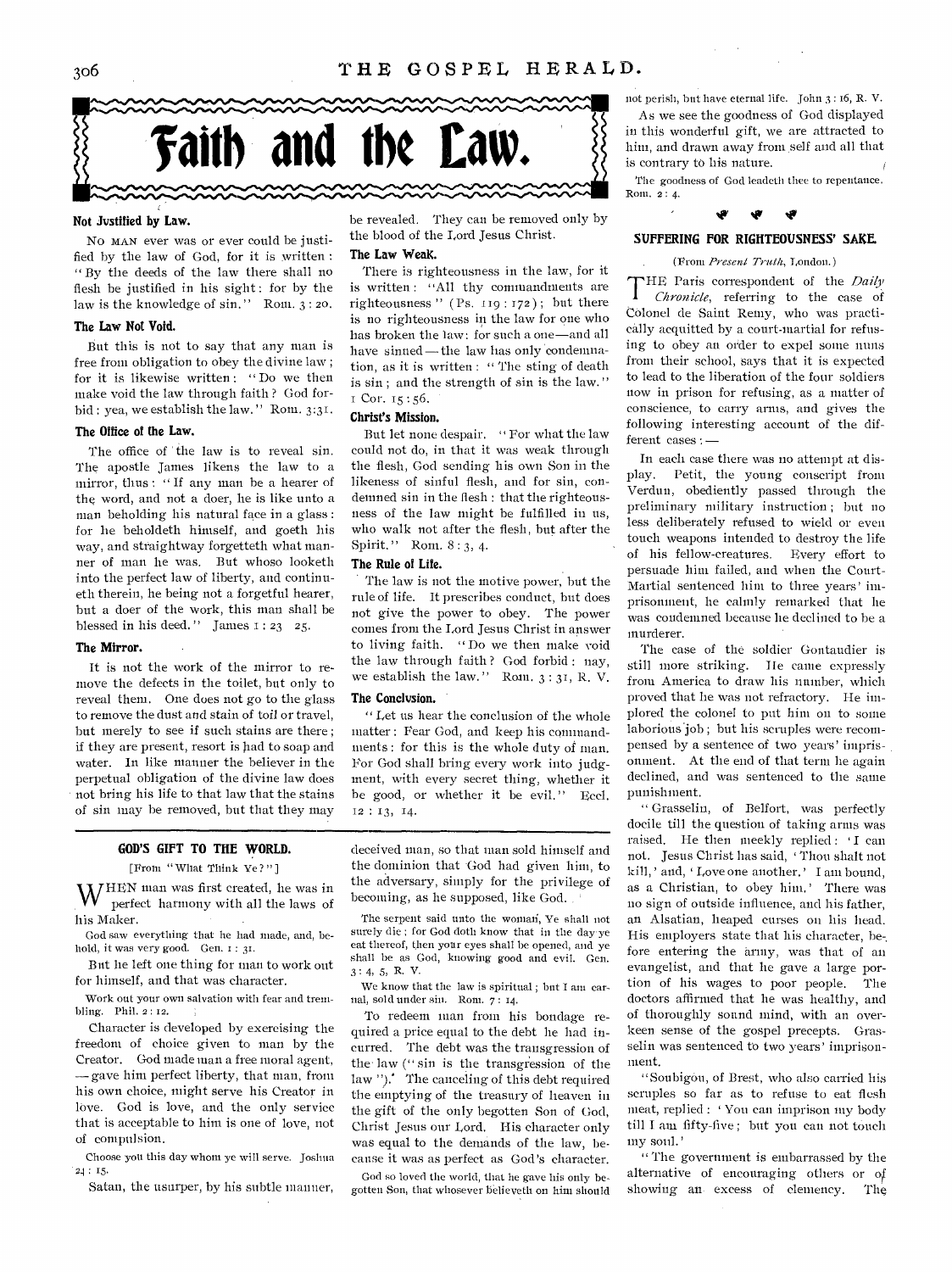# Faith and the Law.

### Not Justified by Law.

No man ever was or ever could be justified by the law of God, for it is written: "By the deeds of the law there shall no flesh be justified in his sight: for by the law is the knowledge of sin." Rom. 3: 20.

### The Law Not Void.

But this is not to say that any man is free from obligation to obey the divine law; for it is likewise written: "Do we then make void the law through faith? God forbid: yea, we establish the law." Rom. 3:31.

### The Office of the Law.

The office of the law is to reveal sin. The apostle James likens the law to a mirror, thus: "If any man be a hearer of the word, and not a doer, he is like unto a man beholding his natural face in a glass: for he beholdeth himself, and goeth his way, and straightway forgetteth what manner of man he was. But whoso looketh into the perfect law of liberty, and continueth therein, he being not a forgetful hearer, but a doer of the work, this man shall be blessed in his deed." James 1: 23 25.

### The Mirror.

It is not the work of the mirror to remove the defects in the toilet, but only to reveal them. One does not go to the glass to remove the dust and stain of toil or travel, but merely to see if such stains are there; if they are present, resort is had to soap and water. In like manner the believer in the perpetual obligation of the divine law does not bring his life to that law that the stains of sin may be removed, but that they may be revealed. They can be removed only by the blood of the Lord Jesus Christ.

### The Law Weak.

There is righteousness in the law, for it is written: "All thy commandments are righteousness" (Ps. 119: 172); but there is no righteousness in the law for one who has broken the law: for such a one—and all have sinned—the law has only condemnation, as it is written: "The sting of death is sin; and the strength of sin is the law." 1 Cor. 15: 56.

### Christ's Mission.

But let none despair. "For what the law could not do, in that it was weak through the flesh, God sending his own Son in the likeness of sinful flesh, and for sin, condemned sin in the flesh: that the righteousness of the law might be fulfilled in us, who walk not after the flesh, but after the Spirit." Rom. 8: 3, 4.

### The Rule of Life.

The law is not the motive power, but the rule of life. It prescribes conduct, but does not give the power to obey. The power comes from the Lord Jesus Christ in answer to living faith. "Do we then make void the law through faith? God forbid: nay, we establish the law." Rom. 3: 31, R. V.

### The Conclusion.

"Let us hear the conclusion of the whole matter: Fear God, and keep his commandments: for this is the whole duty of man. For God shall bring every work into judgment, with every secret thing, whether it be good, or whether it be evil." Eccl. 12: 13, 14.

---

## GOD'S GIFT TO THE WORLD.

[From "What Think Ye?"]

When man was first created, he was in perfect harmony with all the laws of his Maker.

God saw everything that he had made, and, behold, it was very good. Gen. 1: 31.

But he left one thing for man to work out for himself, and that was character.

Work out your own salvation with fear and trembling. Phil. 2: 12.

Character is developed by exercising the freedom of choice given to man by the Creator. God made man a free moral agent,—gave him perfect liberty, that man, from his own choice, might serve his Creator in love. God is love, and the only service that is acceptable to him is one of love, not of compulsion.

Choose you this day whom ye will serve. Joshua 24: 15.

Satan, the usurper, by his subtle manner, deceived man, so that man sold himself and the dominion that God had given him, to the adversary, simply for the privilege of becoming, as he supposed, like God.

The serpent said unto the woman, Ye shall not surely die: for God doth know that in the day ye eat thereof, then your eyes shall be opened, and ye shall be as God, knowing good and evil. Gen. 3: 4, 5, R. V.

We know that the law is spiritual; but I am carnal, sold under sin. Rom. 7: 14.

To redeem man from his bondage required a price equal to the debt he had incurred. The debt was the transgression of the law ("sin is the transgression of the law"). The canceling of this debt required the emptying of the treasury of heaven in the gift of the only begotten Son of God, Christ Jesus our Lord. His character only was equal to the demands of the law, because it was as perfect as God's character.

God so loved the world, that he gave his only begotten Son, that whosoever believeth on him should not perish, but have eternal life. John 3: 16, R. V.

As we see the goodness of God displayed in this wonderful gift, we are attracted to him, and drawn away from self and all that is contrary to his nature.

The goodness of God leadeth thee to repentance. Rom. 2: 4.

---

## SUFFERING FOR RIGHTEOUSNESS' SAKE.

(From *Present Truth*, London.)

The Paris correspondent of the *Daily Chronicle*, referring to the case of Colonel de Saint Remy, who was practically acquitted by a court-martial for refusing to obey an order to expel some nuns from their school, says that it is expected to lead to the liberation of the four soldiers now in prison for refusing, as a matter of conscience, to carry arms, and gives the following interesting account of the different cases:—

In each case there was no attempt at display. Petit, the young conscript from Verdun, obediently passed through the preliminary military instruction; but no less deliberately refused to wield or even touch weapons intended to destroy the life of his fellow-creatures. Every effort to persuade him failed, and when the Court-Martial sentenced him to three years' imprisonment, he calmly remarked that he was condemned because he declined to be a murderer.

The case of the soldier Gontaudier is still more striking. He came expressly from America to draw his number, which proved that he was not refractory. He implored the colonel to put him on to some laborious job; but his scruples were recompensed by a sentence of two years' imprisonment. At the end of that term he again declined, and was sentenced to the same punishment.

"Grasselin, of Belfort, was perfectly docile till the question of taking arms was raised. He then meekly replied: 'I can not. Jesus Christ has said, 'Thou shalt not kill,' and, 'Love one another.' I am bound, as a Christian, to obey him.' There was no sign of outside influence, and his father, an Alsatian, heaped curses on his head. His employers state that his character, before entering the army, was that of an evangelist, and that he gave a large portion of his wages to poor people. The doctors affirmed that he was healthy, and of thoroughly sound mind, with an over-keen sense of the gospel precepts. Grasselin was sentenced to two years' imprisonment.

"Soubigou, of Brest, who also carried his scruples so far as to refuse to eat flesh meat, replied: 'You can imprison my body till I am fifty-five; but you can not touch my soul.'

"The government is embarrassed by the alternative of encouraging others or of showing an excess of clemency. The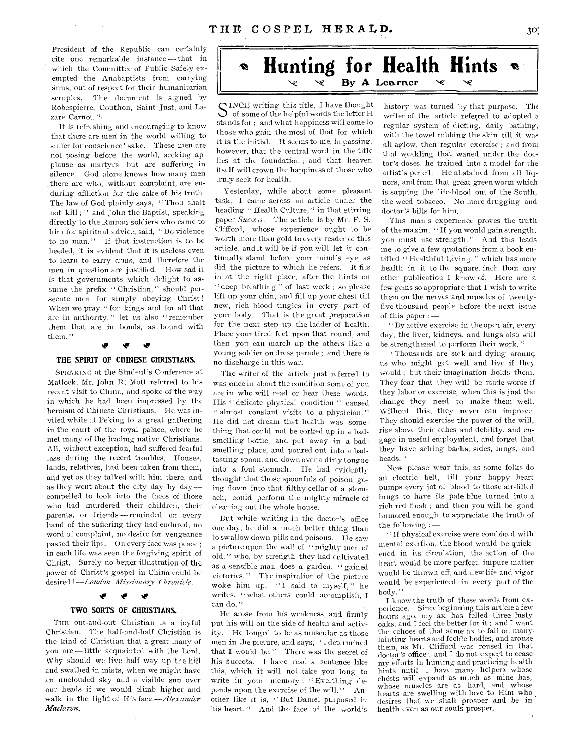President of the Republic can certainly cite one remarkable instance — that in which the Committee of Public Safety exempted the Anabaptists from carrying arms, out of respect for their humanitarian scruples. The document is signed by Robespierre, Couthon, Saint Just, and Lazare Carnot."

It is refreshing and encouraging to know that there are men in the world willing to suffer for conscience' sake. These men are not posing before the world, seeking applause as martyrs, but are suffering in silence. God alone knows how many men there are who, without complaint, are enduring affliction for the sake of his truth. The law of God plainly says, "Thou shalt not kill;" and John the Baptist, speaking directly to the Roman soldiers who came to him for spiritual advice, said, "Do violence to no man." If that instruction is to be heeded, it is evident that it is useless even to learn to carry arms, and therefore the men in question are justified. How sad it is that governments which delight to assume the prefix "Christian," should persecute men for simply obeying Christ! When we pray "for kings and for all that are in authority," let us also "remember them that are in bonds, as bound with them."

## THE SPIRIT OF CHINESE CHRISTIANS.

SPEAKING at the Student's Conference at Matlock, Mr. John R. Mott referred to his recent visit to China, and spoke of the way in which he had been impressed by the heroism of Chinese Christians. He was invited while at Peking to a great gathering in the court of the royal palace, where he met many of the leading native Christians. All, without exception, had suffered fearful loss during the recent troubles. Houses, lands, relatives, had been taken from them, and yet as they talked with him there, and as they went about the city day by day — compelled to look into the faces of those who had murdered their children, their parents, or friends — reminded on every hand of the suffering they had endured, no word of complaint, no desire for vengeance passed their lips. On every face was peace; in each life was seen the forgiving spirit of Christ. Surely no better illustration of the power of Christ's gospel in China could be desired! —*London Missionary Chronicle.*

## TWO SORTS OF CHRISTIANS.

THE out-and-out Christian is a joyful Christian. The half-and-half Christian is the kind of Christian that a great many of you are — little acquainted with the Lord. Why should we live half way up the hill and swathed in mists, when we might have an unclouded sky and a visible sun over our heads if we would climb higher and walk in the light of His face.—*Alexander Maclaren.*

# Hunting for Health Hints

**By A Learner**

SINCE writing this title, I have thought of some of the helpful words the letter H stands for; and what happiness will come to those who gain the most of that for which it is the initial. It seems to me, in passing, however, that the central word in the title lies at the foundation; and that heaven itself will crown the happiness of those who truly seek for health.

Yesterday, while about some pleasant task, I came across an article under the heading "Health Culture," in that stirring paper *Success.* The article is by Mr. F. S. Clifford, whose experience ought to be worth more than gold to every reader of this article, and it will be if you will let it continually stand before your mind's eye, as did the picture to which he refers. It fits in at the right place, after the hints on "deep breathing" of last week; so please lift up your chin, and fill up your chest till new, rich blood tingles in every part of your body. That is the great preparation for the next step up the ladder of health. Place your tired feet upon that round, and then you can march up the others like a young soldier on dress parade; and there is no discharge in this war.

The writer of the article just referred to was once in about the condition some of you are in who will read or hear these words. His "delicate physical condition" caused "almost constant visits to a physician." He did not dream that health was something that could not be corked up in a bad-smelling bottle, and put away in a bad-smelling place, and poured out into a bad-tasting spoon, and down over a dirty tongue into a foul stomach. He had evidently thought that those spoonfuls of poison going down into that filthy cellar of a stomach, could perform the mighty miracle of cleaning out the whole house.

But while waiting in the doctor's office one day, he did a much better thing than to swallow down pills and poisons. He saw a picture upon the wall of "mighty men of old," who, by strength they had cultivated as a sensible man does a garden, "gained victories." The inspiration of the picture woke him up. "I said to myself," he writes, "what others could accomplish, I can do."

He arose from his weakness, and firmly put his will on the side of health and activity. He longed to be as muscular as those men in the picture, and says, "I determined that I would be." There was the secret of his success. I have read a sentence like this, which it will not take you long to write in your memory: "Everthing depends upon the exercise of the will." Another like it is, "But Daniel purposed in his heart." And the face of the world's history was turned by that purpose. The writer of the article referred to adopted a regular system of dieting, daily bathing, with the towel rubbing the skin till it was all aglow, then regular exercise; and from that weakling that waned under the doctor's doses, he trained into a model for the artist's pencil. He abstained from all liquors, and from that great green worm which is sapping the life-blood out of the South, the weed tobacco. No more drugging and doctor's bills for him.

This man's experience proves the truth of the maxim, "If you would gain strength, you must use strength." And this leads me to give a few quotations from a book entitled "Healthful Living," which has more health in it to the square inch than any other publication I know of. Here are a few gems so appropriate that I wish to write them on the nerves and muscles of twenty-five thousand people before the next issue of this paper: —

"By active exercise in the open air, every day, the liver, kidneys, and lungs also will be strengthened to perform their work."

"Thousands are sick and dying around us who might get well and live if they would; but their imagination holds them. They fear that they will be made worse if they labor or exercise, when this is just the change they need to make them well. Without this, they never can improve. They should exercise the power of the will, rise above their aches and debility, and engage in useful employment, and forget that they have aching backs, sides, lungs, and heads."

Now please wear this, as some folks do an electric belt, till your happy heart pumps every jot of blood to those air-filled lungs to have its pale blue turned into a rich red flush; and then you will be good humored enough to appreciate the truth of the following: —

"If physical exercise were combined with mental exertion, the blood would be quickened in its circulation, the action of the heart would be more perfect, impure matter would be thrown off, and new life and vigor would be experienced in every part of the body."

I know the truth of these words from experience. Since beginning this article a few hours ago, my ax has felled three lusty oaks, and I feel the better for it; and I want the echoes of that same ax to fall on many fainting hearts and feeble bodies, and arouse them, as Mr. Clifford was roused in that doctor's office; and I do not expect to cease my efforts in hunting and practicing health hints until I have many helpers whose chests will expand as much as mine has, whose muscles are as hard, and whose hearts are swelling with love to Him who desires that we shall prosper and be in health even as our souls prosper.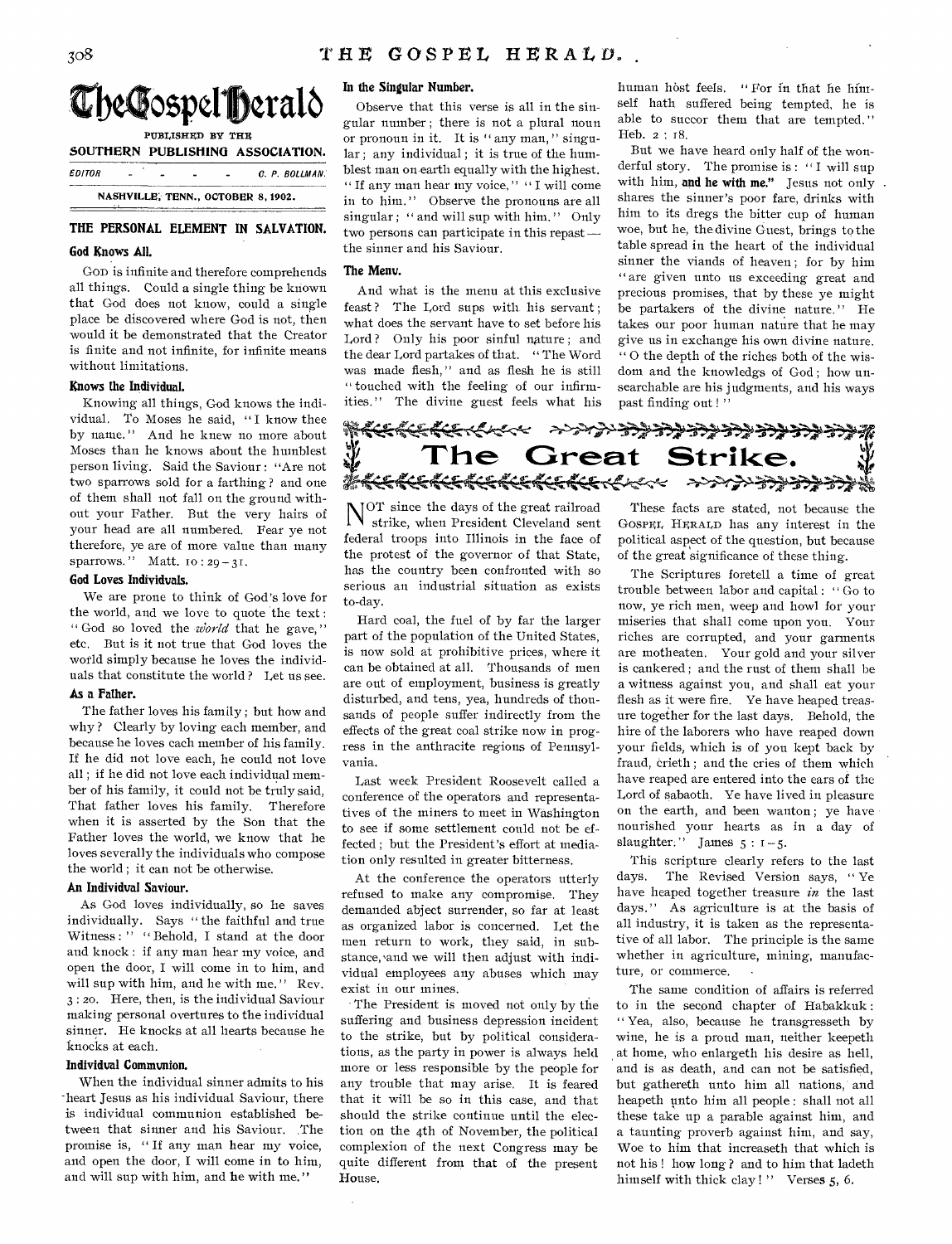# The Gospel Herald

PUBLISHED BY THE

SOUTHERN PUBLISHING ASSOCIATION.

EDITOR - - - - - C. P. BOLLMAN.

NASHVILLE, TENN., OCTOBER 8, 1902.

## THE PERSONAL ELEMENT IN SALVATION.

### God Knows All.

GOD is infinite and therefore comprehends all things. Could a single thing be known that God does not know, could a single place be discovered where God is not, then would it be demonstrated that the Creator is finite and not infinite, for infinite means without limitations.

### Knows the Individual.

Knowing all things, God knows the individual. To Moses he said, "I know thee by name." And he knew no more about Moses than he knows about the humblest person living. Said the Saviour: "Are not two sparrows sold for a farthing? and one of them shall not fall on the ground without your Father. But the very hairs of your head are all numbered. Fear ye not therefore, ye are of more value than many sparrows." Matt. 10: 29-31.

### God Loves Individuals.

We are prone to think of God's love for the world, and we love to quote the text: "God so loved the *world* that he gave," etc. But is it not true that God loves the world simply because he loves the individuals that constitute the world? Let us see.

### As a Father.

The father loves his family; but how and why? Clearly by loving each member, and because he loves each member of his family. If he did not love each, he could not love all; if he did not love each individual member of his family, it could not be truly said, That father loves his family. Therefore when it is asserted by the Son that the Father loves the world, we know that he loves severally the individuals who compose the world; it can not be otherwise.

### An Individual Saviour.

As God loves individually, so he saves individually. Says "the faithful and true Witness:" "Behold, I stand at the door and knock: if any man hear my voice, and open the door, I will come in to him, and will sup with him, and he with me." Rev. 3: 20. Here, then, is the individual Saviour making personal overtures to the individual sinner. He knocks at all hearts because he knocks at each.

### Individual Communion.

When the individual sinner admits to his heart Jesus as his individual Saviour, there is individual communion established between that sinner and his Saviour. The promise is, "If any man hear my voice, and open the door, I will come in to him, and will sup with him, and he with me."

### In the Singular Number.

Observe that this verse is all in the singular number; there is not a plural noun or pronoun in it. It is "any man," singular; any individual; it is true of the humblest man on earth equally with the highest. "If any man hear my voice," "I will come in to him." Observe the pronouns are all singular; "and will sup with him." Only two persons can participate in this repast—the sinner and his Saviour.

### The Menu.

And what is the menu at this exclusive feast? The Lord sups with his servant; what does the servant have to set before his Lord? Only his poor sinful nature; and the dear Lord partakes of that. "The Word was made flesh," and as flesh he is still "touched with the feeling of our infirmities." The divine guest feels what his human host feels. "For in that he himself hath suffered being tempted, he is able to succor them that are tempted." Heb. 2: 18.

But we have heard only half of the wonderful story. The promise is: "I will sup with him, **and he with me.**" Jesus not only shares the sinner's poor fare, drinks with him to its dregs the bitter cup of human woe, but he, the divine Guest, brings to the table spread in the heart of the individual sinner the viands of heaven; for by him "are given unto us exceeding great and precious promises, that by these ye might be partakers of the divine nature." He takes our poor human nature that he may give us in exchange his own divine nature. "O the depth of the riches both of the wisdom and the knowledgs of God; how unsearchable are his judgments, and his ways past finding out!"

## The Great Strike.

NOT since the days of the great railroad strike, when President Cleveland sent federal troops into Illinois in the face of the protest of the governor of that State, has the country been confronted with so serious an industrial situation as exists to-day.

Hard coal, the fuel of by far the larger part of the population of the United States, is now sold at prohibitive prices, where it can be obtained at all. Thousands of men are out of employment, business is greatly disturbed, and tens, yea, hundreds of thousands of people suffer indirectly from the effects of the great coal strike now in progress in the anthracite regions of Pennsylvania.

Last week President Roosevelt called a conference of the operators and representatives of the miners to meet in Washington to see if some settlement could not be effected; but the President's effort at mediation only resulted in greater bitterness.

At the conference the operators utterly refused to make any compromise. They demanded abject surrender, so far at least as organized labor is concerned. Let the men return to work, they said, in substance, and we will then adjust with individual employees any abuses which may exist in our mines.

The President is moved not only by the suffering and business depression incident to the strike, but by political considerations, as the party in power is always held more or less responsible by the people for any trouble that may arise. It is feared that it will be so in this case, and that should the strike continue until the election on the 4th of November, the political complexion of the next Congress may be quite different from that of the present House.

These facts are stated, not because the GOSPEL HERALD has any interest in the political aspect of the question, but because of the great significance of these thing.

The Scriptures foretell a time of great trouble between labor and capital: "Go to now, ye rich men, weep and howl for your miseries that shall come upon you. Your riches are corrupted, and your garments are motheaten. Your gold and your silver is cankered; and the rust of them shall be a witness against you, and shall eat your flesh as it were fire. Ye have heaped treasure together for the last days. Behold, the hire of the laborers who have reaped down your fields, which is of you kept back by fraud, crieth; and the cries of them which have reaped are entered into the ears of the Lord of sabaoth. Ye have lived in pleasure on the earth, and been wanton; ye have nourished your hearts as in a day of slaughter." James 5: 1-5.

This scripture clearly refers to the last days. The Revised Version says, "Ye have heaped together treasure *in* the last days." As agriculture is at the basis of all industry, it is taken as the representative of all labor. The principle is the same whether in agriculture, mining, manufacture, or commerce.

The same condition of affairs is referred to in the second chapter of Habakkuk: "Yea, also, because he transgresseth by wine, he is a proud man, neither keepeth at home, who enlargeth his desire as hell, and is as death, and can not be satisfied, but gathereth unto him all nations, and heapeth unto him all people: shall not all these take up a parable against him, and a taunting proverb against him, and say, Woe to him that increaseth that which is not his! how long? and to him that ladeth himself with thick clay!" Verses 5, 6.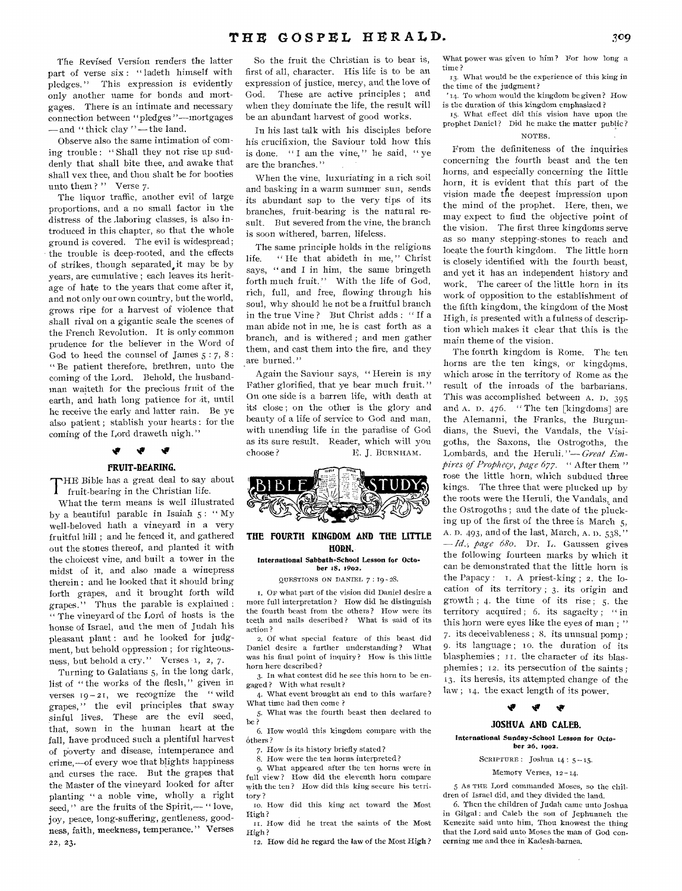The Revised Version renders the latter part of verse six: "ladeth himself with pledges." This expression is evidently only another name for bonds and mortgages. There is an intimate and necessary connection between "pledges"—mortgages—and "thick clay"—the land.

Observe also the same intimation of coming trouble: "Shall they not rise up suddenly that shall bite thee, and awake that shall vex thee, and thou shalt be for booties unto them?" Verse 7.

The liquor traffic, another evil of large proportions, and a no small factor in the distress of the laboring classes, is also introduced in this chapter, so that the whole ground is covered. The evil is widespread; the trouble is deep-rooted, and the effects of strikes, though separated, it may be by years, are cumulative; each leaves its heritage of hate to the years that come after it, and not only our own country, but the world, grows ripe for a harvest of violence that shall rival on a gigantic scale the scenes of the French Revolution. It is only common prudence for the believer in the Word of God to heed the counsel of James 5:7, 8: "Be patient therefore, brethren, unto the coming of the Lord. Behold, the husbandman waiteth for the precious fruit of the earth, and hath long patience for it, until he receive the early and latter rain. Be ye also patient; stablish your hearts: for the coming of the Lord draweth nigh."

## FRUIT-BEARING.

THE Bible has a great deal to say about fruit-bearing in the Christian life.

What the term means is well illustrated by a beautiful parable in Isaiah 5: "My well-beloved hath a vineyard in a very fruitful hill; and he fenced it, and gathered out the stones thereof, and planted it with the choicest vine, and built a tower in the midst of it, and also made a winepress therein: and he looked that it should bring forth grapes, and it brought forth wild grapes." Thus the parable is explained: "The vineyard of the Lord of hosts is the house of Israel, and the men of Judah his pleasant plant: and he looked for judgment, but behold oppression; for righteousness, but behold a cry." Verses 1, 2, 7.

Turning to Galatians 5, in the long dark, list of "the works of the flesh," given in verses 19-21, we recognize the "wild grapes," the evil principles that sway sinful lives. These are the evil seed, that, sown in the human heart at the fall, have produced such a plentiful harvest of poverty and disease, intemperance and crime,—of every woe that blights happiness and curses the race. But the grapes that the Master of the vineyard looked for after planting "a noble vine, wholly a right seed," are the fruits of the Spirit,—"love, joy, peace, long-suffering, gentleness, goodness, faith, meekness, temperance." Verses 22, 23.

So the fruit the Christian is to bear is, first of all, character. His life is to be an expression of justice, mercy, and the love of God. These are active principles; and when they dominate the life, the result will be an abundant harvest of good works.

In his last talk with his disciples before his crucifixion, the Saviour told how this is done. "I am the vine," he said, "ye are the branches."

When the vine, luxuriating in a rich soil and basking in a warm summer sun, sends its abundant sap to the very tips of its branches, fruit-bearing is the natural result. But severed from the vine, the branch is soon withered, barren, lifeless.

The same principle holds in the religious life. "He that abideth in me," Christ says, "and I in him, the same bringeth forth much fruit." With the life of God, rich, full, and free, flowing through his soul, why should he not be a fruitful branch in the true Vine? But Christ adds: "If a man abide not in me, he is cast forth as a branch, and is withered; and men gather them, and cast them into the fire, and they are burned."

Again the Saviour says, "Herein is my Father glorified, that ye bear much fruit." On one side is a barren life, with death at its close; on the other is the glory and beauty of a life of service to God and man, with unending life in the paradise of God as its sure result. Reader, which will you choose?

E. J. BURNHAM.

# BIBLE STUDY

## THE FOURTH KINGDOM AND THE LITTLE HORN.

**International Sabbath-School Lesson for October 18, 1902.**

QUESTIONS ON DANIEL 7: 19-28.

1. OF what part of the vision did Daniel desire a more full interpretation? How did he distinguish the fourth beast from the others? How were its teeth and nails described? What is said of its action?

2. Of what special feature of this beast did Daniel desire a further understanding? What was his final point of inquiry? How is this little horn here described?

3. In what contest did he see this horn to be engaged? With what result?

4. What event brought an end to this warfare? What time had then come?

5. What was the fourth beast then declared to be?

6. How would this kingdom compare with the others?

7. How is its history briefly stated?

8. How were the ten horns interpreted?

9. What appeared after the ten horns were in full view? How did the eleventh horn compare with the ten? How did this king secure his territory?

10. How did this king act toward the Most High?

11. How did he treat the saints of the Most High?

12. How did he regard the law of the Most High? What power was given to him? For how long a time?

13. What would be the experience of this king in the time of the judgment?

14. To whom would the kingdom be given? How is the duration of this kingdom emphasized?

15. What effect did this vision have upon the prophet Daniel? Did he make the matter public?

NOTES.

From the definiteness of the inquiries concerning the fourth beast and the ten horns, and especially concerning the little horn, it is evident that this part of the vision made the deepest impression upon the mind of the prophet. Here, then, we may expect to find the objective point of the vision. The first three kingdoms serve as so many stepping-stones to reach and locate the fourth kingdom. The little horn is closely identified with the fourth beast, and yet it has an independent history and work. The career of the little horn in its work of opposition to the establishment of the fifth kingdom, the kingdom of the Most High, is presented with a fulness of description which makes it clear that this is the main theme of the vision.

The fourth kingdom is Rome. The ten horns are the ten kings, or kingdoms, which arose in the territory of Rome as the result of the inroads of the barbarians. This was accomplished between A. D. 395 and A. D. 476. "The ten [kingdoms] are the Alemanni, the Franks, the Burgundians, the Suevi, the Vandals, the Visigoths, the Saxons, the Ostrogoths, the Lombards, and the Heruli."—*Great Empires of Prophecy, page 677.* "After them" rose the little horn, which subdued three kings. The three that were plucked up by the roots were the Heruli, the Vandals, and the Ostrogoths; and the date of the plucking up of the first of the three is March 5, A. D. 493, and of the last, March, A. D. 538." —*Id., page 680.* Dr. L. Gaussen gives the following fourteen marks by which it can be demonstrated that the little horn is the Papacy: 1. A priest-king; 2. the location of its territory; 3. its origin and growth; 4. the time of its rise; 5. the territory acquired; 6. its sagacity; "in this horn were eyes like the eyes of man;" 7. its deceivableness; 8. its unusual pomp; 9. its language; 10. the duration of its blasphemies; 11. the character of its blasphemies; 12. its persecution of the saints; 13. its heresies, its attempted change of the law; 14. the exact length of its power.

## JOSHUA AND CALEB.

**International Sunday-School Lesson for October 26, 1902.**

SCRIPTURE: Joshua 14: 5-15.

Memory Verses, 12-14.

5 As THE Lord commanded Moses, so the children of Israel did, and they divided the land.

6. Then the children of Judah came unto Joshua in Gilgal: and Caleb the son of Jephunneh the Kenezite said unto him, Thou knowest the thing that the Lord said unto Moses the man of God concerning me and thee in Kadesh-barnea.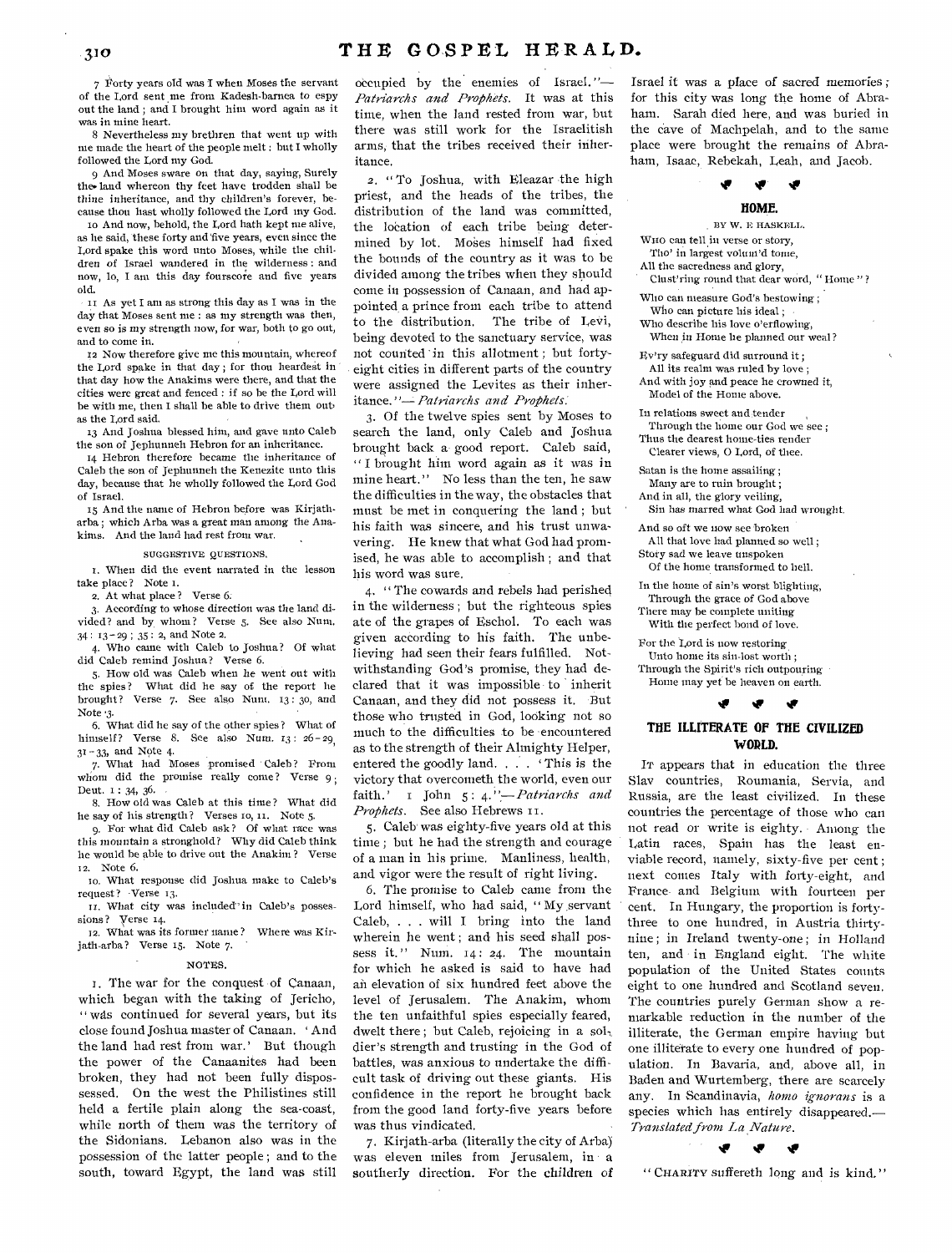7 Forty years old was I when Moses the servant of the Lord sent me from Kadesh-barnea to espy out the land; and I brought him word again as it was in mine heart.

8 Nevertheless my brethren that went up with me made the heart of the people melt: but I wholly followed the Lord my God.

9 And Moses sware on that day, saying, Surely the land whereon thy feet have trodden shall be thine inheritance, and thy children's forever, because thou hast wholly followed the Lord my God.

10 And now, behold, the Lord hath kept me alive, as he said, these forty and five years, even since the Lord spake this word unto Moses, while the children of Israel wandered in the wilderness: and now, lo, I am this day fourscore and five years old.

11 As yet I am as strong this day as I was in the day that Moses sent me: as my strength was then, even so is my strength now, for war, both to go out, and to come in.

12 Now therefore give me this mountain, whereof the Lord spake in that day; for thou heardest in that day how the Anakims were there, and that the cities were great and fenced: if so be the Lord will be with me, then I shall be able to drive them out as the Lord said.

13 And Joshua blessed him, and gave unto Caleb the son of Jephunneh Hebron for an inheritance.

14 Hebron therefore became the inheritance of Caleb the son of Jephunneh the Kenezite unto this day, because that he wholly followed the Lord God of Israel.

15 And the name of Hebron before was Kirjath-arba; which Arba was a great man among the Anakims. And the land had rest from war.

SUGGESTIVE QUESTIONS.

1. When did the event narrated in the lesson take place? Note 1.
2. At what place? Verse 6.
3. According to whose direction was the land divided? and by whom? Verse 5. See also Num. 34: 13-29; 35: 2, and Note 2.
4. Who came with Caleb to Joshua? Of what did Caleb remind Joshua? Verse 6.
5. How old was Caleb when he went out with the spies? What did he say of the report he brought? Verse 7. See also Num. 13: 30, and Note 3.
6. What did he say of the other spies? What of himself? Verse 8. See also Num. 13: 26-29, 31-33, and Note 4.
7. What had Moses promised Caleb? From whom did the promise really come? Verse 9; Deut. 1: 34, 36.
8. How old was Caleb at this time? What did he say of his strength? Verses 10, 11. Note 5.
9. For what did Caleb ask? Of what race was this mountain a stronghold? Why did Caleb think he would be able to drive out the Anakim? Verse 12. Note 6.
10. What response did Joshua make to Caleb's request? Verse 13.
11. What city was included in Caleb's possessions? Verse 14.
12. What was its former name? Where was Kirjath-arba? Verse 15. Note 7.

NOTES.

1. The war for the conquest of Canaan, which began with the taking of Jericho, "was continued for several years, but its close found Joshua master of Canaan. 'And the land had rest from war.' But though the power of the Canaanites had been broken, they had not been fully dispossessed. On the west the Philistines still held a fertile plain along the sea-coast, while north of them was the territory of the Sidonians. Lebanon also was in the possession of the latter people; and to the south, toward Egypt, the land was still occupied by the enemies of Israel."—*Patriarchs and Prophets*. It was at this time, when the land rested from war, but there was still work for the Israelitish arms, that the tribes received their inheritance.

2. "To Joshua, with Eleazar the high priest, and the heads of the tribes, the distribution of the land was committed, the location of each tribe being determined by lot. Moses himself had fixed the bounds of the country as it was to be divided among the tribes when they should come in possession of Canaan, and had appointed a prince from each tribe to attend to the distribution. The tribe of Levi, being devoted to the sanctuary service, was not counted in this allotment; but forty-eight cities in different parts of the country were assigned the Levites as their inheritance."—*Patriarchs and Prophets*.

3. Of the twelve spies sent by Moses to search the land, only Caleb and Joshua brought back a good report. Caleb said, "I brought him word again as it was in mine heart." No less than the ten, he saw the difficulties in the way, the obstacles that must be met in conquering the land; but his faith was sincere, and his trust unwavering. He knew that what God had promised, he was able to accomplish; and that his word was sure.

4. "The cowards and rebels had perished in the wilderness; but the righteous spies ate of the grapes of Eschol. To each was given according to his faith. The unbelieving had seen their fears fulfilled. Notwithstanding God's promise, they had declared that it was impossible to inherit Canaan, and they did not possess it. But those who trusted in God, looking not so much to the difficulties to be encountered as to the strength of their Almighty Helper, entered the goodly land. . . . 'This is the victory that overcometh the world, even our faith.' 1 John 5: 4."—*Patriarchs and Prophets*. See also Hebrews 11.

5. Caleb was eighty-five years old at this time; but he had the strength and courage of a man in his prime. Manliness, health, and vigor were the result of right living.

6. The promise to Caleb came from the Lord himself, who had said, "My servant Caleb, . . . will I bring into the land wherein he went; and his seed shall possess it." Num. 14: 24. The mountain for which he asked is said to have had an elevation of six hundred feet above the level of Jerusalem. The Anakim, whom the ten unfaithful spies especially feared, dwelt there; but Caleb, rejoicing in a soldier's strength and trusting in the God of battles, was anxious to undertake the difficult task of driving out these giants. His confidence in the report he brought back from the good land forty-five years before was thus vindicated.

7. Kirjath-arba (literally the city of Arba) was eleven miles from Jerusalem, in a southerly direction. For the children of Israel it was a place of sacred memories; for this city was long the home of Abraham. Sarah died here, and was buried in the cave of Machpelah, and to the same place were brought the remains of Abraham, Isaac, Rebekah, Leah, and Jacob.

## HOME.

BY W. E HASKELL.

WHO can tell in verse or story,
Tho' in largest volum'd tome,
All the sacredness and glory,
Clust'ring round that dear word, "Home"?

Who can measure God's bestowing;
Who can picture his ideal;
Who describe his love o'erflowing,
When in Home he planned our weal?

Ev'ry safeguard did surround it;
All its realm was ruled by love;
And with joy and peace he crowned it,
Model of the Home above.

In relations sweet and tender
Through the home our God we see;
Thus the dearest home-ties render
Clearer views, O Lord, of thee.

Satan is the home assailing;
Many are to ruin brought;
And in all, the glory veiling,
Sin has marred what God had wrought.

And so oft we now see broken
All that love had planned so well;
Story sad we leave unspoken
Of the home transformed to hell.

In the home of sin's worst blighting,
Through the grace of God above
There may be complete uniting
With the perfect bond of love.

For the Lord is now restoring
Unto home its sin-lost worth;
Through the Spirit's rich outpouring
Home may yet be heaven on earth.

## THE ILLITERATE OF THE CIVILIZED WORLD.

IT appears that in education the three Slav countries, Roumania, Servia, and Russia, are the least civilized. In these countries the percentage of those who can not read or write is eighty. Among the Latin races, Spain has the least enviable record, namely, sixty-five per cent; next comes Italy with forty-eight, and France and Belgium with fourteen per cent. In Hungary, the proportion is forty-three to one hundred, in Austria thirty-nine; in Ireland twenty-one; in Holland ten, and in England eight. The white population of the United States counts eight to one hundred and Scotland seven. The countries purely German show a remarkable reduction in the number of the illiterate, the German empire having but one illiterate to every one hundred of population. In Bavaria, and, above all, in Baden and Wurtemberg, there are scarcely any. In Scandinavia, *homo ignorans* is a species which has entirely disappeared.—*Translated from La Nature*.

"CHARITY suffereth long and is kind."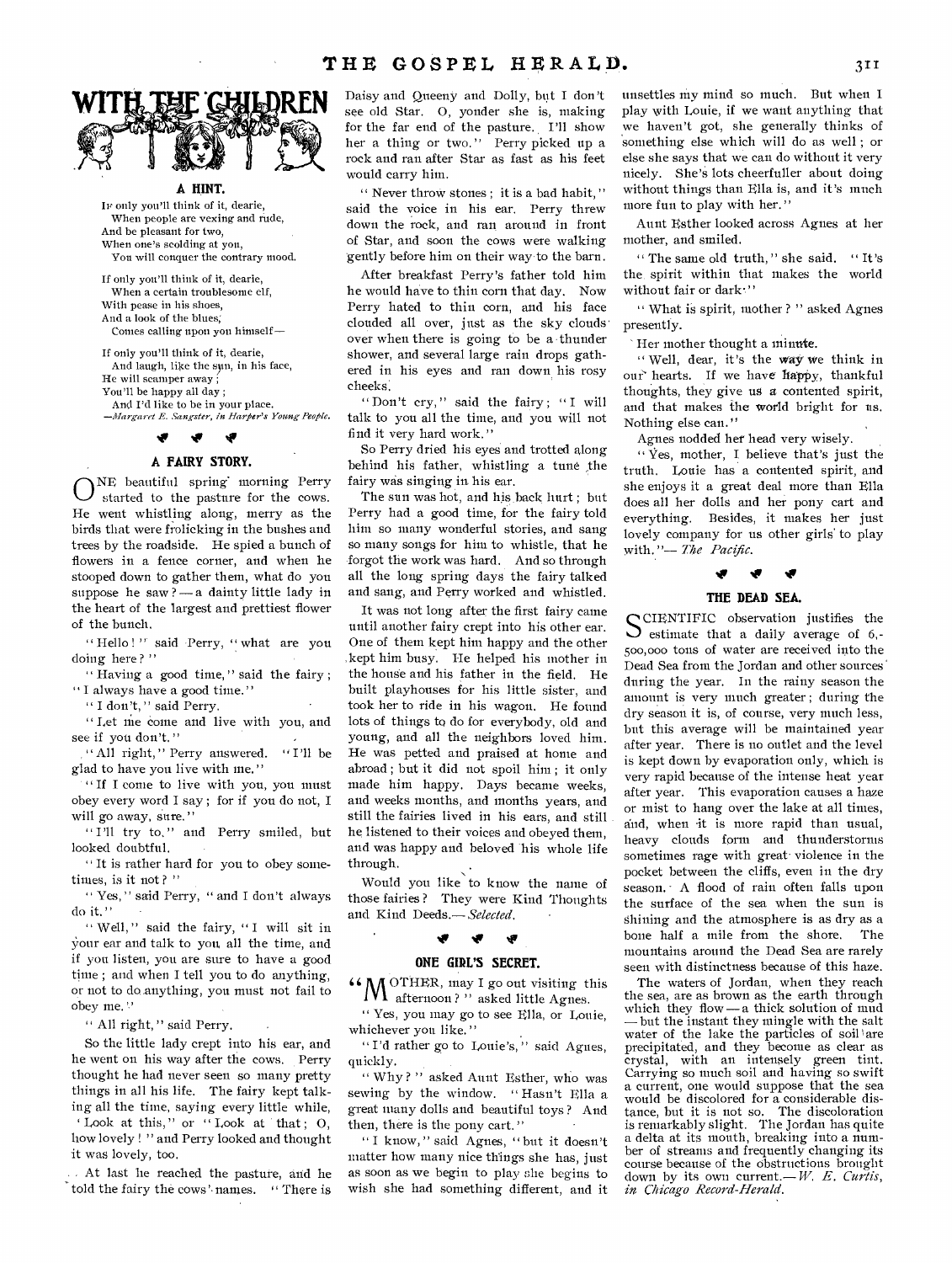## WITH THE CHILDREN

### A HINT.

If only you'll think of it, dearie,
When people are vexing and rude,
And be pleasant for two,
When one's scolding at you,
You will conquer the contrary mood.

If only you'll think of it, dearie,
When a certain troublesome elf,
With pease in his shoes,
And a look of the blues,
Comes calling upon you himself—

If only you'll think of it, dearie,
And laugh, like the sun, in his face,
He will scamper away;
You'll be happy all day;
And I'd like to be in your place.

—*Margaret E. Sangster, in Harper's Young People.*

### A FAIRY STORY.

ONE beautiful spring morning Perry started to the pasture for the cows. He went whistling along, merry as the birds that were frolicking in the bushes and trees by the roadside. He spied a bunch of flowers in a fence corner, and when he stooped down to gather them, what do you suppose he saw?—a dainty little lady in the heart of the largest and prettiest flower of the bunch.

"Hello!" said Perry, "what are you doing here?"

"Having a good time," said the fairy; "I always have a good time."

"I don't," said Perry.

"Let me come and live with you, and see if you don't."

"All right," Perry answered. "I'll be glad to have you live with me."

"If I come to live with you, you must obey every word I say; for if you do not, I will go away, sure."

"I'll try to," and Perry smiled, but looked doubtful.

"It is rather hard for you to obey sometimes, is it not?"

"Yes," said Perry, "and I don't always do it."

"Well," said the fairy, "I will sit in your ear and talk to you all the time, and if you listen, you are sure to have a good time; and when I tell you to do anything, or not to do anything, you must not fail to obey me."

"All right," said Perry.

So the little lady crept into his ear, and he went on his way after the cows. Perry thought he had never seen so many pretty things in all his life. The fairy kept talking all the time, saying every little while, 'Look at this," or "Look at that; O, how lovely!" and Perry looked and thought it was lovely, too.

At last he reached the pasture, and he told the fairy the cows' names. "There is Daisy and Queeny and Dolly, but I don't see old Star. O, yonder she is, making for the far end of the pasture. I'll show her a thing or two." Perry picked up a rock and ran after Star as fast as his feet would carry him.

"Never throw stones; it is a bad habit," said the voice in his ear. Perry threw down the rock, and ran around in front of Star, and soon the cows were walking gently before him on their way to the barn.

After breakfast Perry's father told him he would have to thin corn that day. Now Perry hated to thin corn, and his face clouded all over, just as the sky clouds over when there is going to be a thunder shower, and several large rain drops gathered in his eyes and ran down his rosy cheeks.

"Don't cry," said the fairy; "I will talk to you all the time, and you will not find it very hard work."

So Perry dried his eyes and trotted along behind his father, whistling a tune the fairy was singing in his ear.

The sun was hot, and his back hurt; but Perry had a good time, for the fairy told him so many wonderful stories, and sang so many songs for him to whistle, that he forgot the work was hard. And so through all the long spring days the fairy talked and sang, and Perry worked and whistled.

It was not long after the first fairy came until another fairy crept into his other ear. One of them kept him happy and the other kept him busy. He helped his mother in the house and his father in the field. He built playhouses for his little sister, and took her to ride in his wagon. He found lots of things to do for everybody, old and young, and all the neighbors loved him. He was petted and praised at home and abroad; but it did not spoil him; it only made him happy. Days became weeks, and weeks months, and months years, and still the fairies lived in his ears, and still he listened to their voices and obeyed them, and was happy and beloved his whole life through.

Would you like to know the name of those fairies? They were Kind Thoughts and Kind Deeds.—*Selected.*

### ONE GIRL'S SECRET.

"MOTHER, may I go out visiting this afternoon?" asked little Agnes.

"Yes, you may go to see Ella, or Louie, whichever you like."

"I'd rather go to Louie's," said Agnes, quickly.

"Why?" asked Aunt Esther, who was sewing by the window. "Hasn't Ella a great many dolls and beautiful toys? And then, there is the pony cart."

"I know," said Agnes, "but it doesn't matter how many nice things she has, just as soon as we begin to play she begins to wish she had something different, and it unsettles my mind so much. But when I play with Louie, if we want anything that we haven't got, she generally thinks of something else which will do as well; or else she says that we can do without it very nicely. She's lots cheerfuller about doing without things than Ella is, and it's much more fun to play with her."

Aunt Esther looked across Agnes at her mother, and smiled.

"The same old truth," she said. "It's the spirit within that makes the world without fair or dark."

"What is spirit, mother?" asked Agnes presently.

Her mother thought a minute.

"Well, dear, it's the way we think in our hearts. If we have happy, thankful thoughts, they give us a contented spirit, and that makes the world bright for us. Nothing else can."

Agnes nodded her head very wisely.

"Yes, mother, I believe that's just the truth. Louie has a contented spirit, and she enjoys it a great deal more than Ella does all her dolls and her pony cart and everything. Besides, it makes her just lovely company for us other girls to play with."—*The Pacific.*

### THE DEAD SEA.

SCIENTIFIC observation justifies the estimate that a daily average of 6,500,000 tons of water are received into the Dead Sea from the Jordan and other sources during the year. In the rainy season the amount is very much greater; during the dry season it is, of course, very much less, but this average will be maintained year after year. There is no outlet and the level is kept down by evaporation only, which is very rapid because of the intense heat year after year. This evaporation causes a haze or mist to hang over the lake at all times, and, when it is more rapid than usual, heavy clouds form and thunderstorms sometimes rage with great violence in the pocket between the cliffs, even in the dry season. A flood of rain often falls upon the surface of the sea when the sun is shining and the atmosphere is as dry as a bone half a mile from the shore. The mountains around the Dead Sea are rarely seen with distinctness because of this haze.

The waters of Jordan, when they reach the sea, are as brown as the earth through which they flow—a thick solution of mud—but the instant they mingle with the salt water of the lake the particles of soil are precipitated, and they become as clear as crystal, with an intensely green tint. Carrying so much soil and having so swift a current, one would suppose that the sea would be discolored for a considerable distance, but it is not so. The discoloration is remarkably slight. The Jordan has quite a delta at its mouth, breaking into a number of streams and frequently changing its course because of the obstructions brought down by its own current.—*W. E. Curtis, in Chicago Record-Herald.*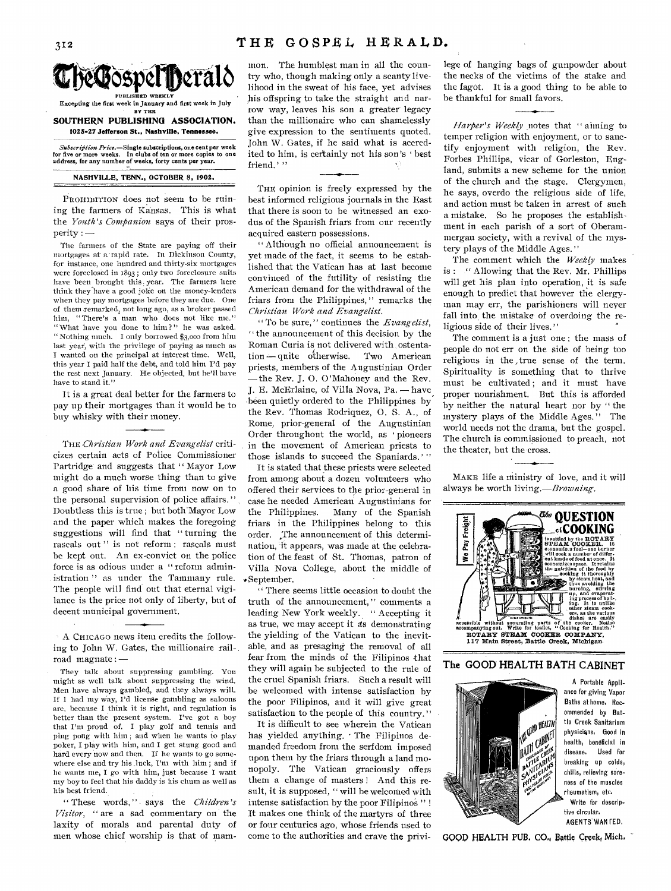# The Gospel Herald

PUBLISHED WEEKLY

Excepting the first week in January and first week in July

BY THE

**SOUTHERN PUBLISHING ASSOCIATION.**

**1025-27 Jefferson St., Nashville, Tennessee.**

*Subscription Price.*—Single subscriptions, one cent per week for five or more weeks. In clubs of ten or more copies to one address, for any number of weeks, forty cents per year.

**NASHVILLE, TENN., OCTOBER 8, 1902.**

PROHIBITION does not seem to be ruining the farmers of Kansas. This is what the *Youth's Companion* says of their prosperity:—

The farmers of the State are paying off their mortgages at a rapid rate. In Dickinson County, for instance, one hundred and thirty-six mortgages were foreclosed in 1893; only two foreclosure suits have been brought this year. The farmers here think they have a good joke on the money-lenders when they pay mortgages before they are due. One of them remarked, not long ago, as a broker passed him, "There's a man who does not like me." "What have you done to him?" he was asked. "Nothing much. I only borrowed $3,000 from him last year, with the privilege of paying as much as I wanted on the principal at interest time. Well, this year I paid half the debt, and told him I'd pay the rest next January. He objected, but he'll have have to stand it."

It is a great deal better for the farmers to pay up their mortgages than it would be to buy whisky with their money.

---

THE *Christian Work and Evangelist* criticizes certain acts of Police Commissioner Partridge and suggests that "Mayor Low might do a much worse thing than to give a good share of his time from now on to the personal supervision of police affairs." Doubtless this is true; but both Mayor Low and the paper which makes the foregoing suggestions will find that "turning the rascals out" is not reform: rascals must be kept out. An ex-convict on the police force is as odious under a "reform administration" as under the Tammany rule. The people will find out that eternal vigilance is the price not only of liberty, but of decent municipal government.

---

A CHICAGO news item credits the following to John W. Gates, the millionaire railroad magnate:—

They talk about suppressing gambling. You might as well talk about suppressing the wind. Men have always gambled, and they always will. If I had my way, I'd license gambling as saloons are, because I think it is right, and regulation is better than the present system. I've got a boy that I'm proud of. I play golf and tennis and ping pong with him; and when he wants to play poker, I play with him, and I get stung good and hard every now and then. If he wants to go somewhere else and try his luck, I'm with him; and if he wants me, I go with him, just because I want my boy to feel that his daddy is his chum as well as his best friend.

"These words," says the *Children's Visitor*, "are a sad commentary on the laxity of morals and parental duty of men whose chief worship is that of mammon. The humblest man in all the country who, though making only a scanty livelihood in the sweat of his face, yet advises his offspring to take the straight and narrow way, leaves his son a greater legacy than the millionaire who can shamelessly give expression to the sentiments quoted. John W. Gates, if he said what is accredited to him, is certainly not his son's 'best friend.'"

---

THE opinion is freely expressed by the best informed religious journals in the East that there is soon to be witnessed an exodus of the Spanish friars from our recently acquired eastern possessions.

"Although no official announcement is yet made of the fact, it seems to be established that the Vatican has at last become convinced of the futility of resisting the American demand for the withdrawal of the friars from the Philippines," remarks the *Christian Work and Evangelist*.

"To be sure," continues the *Evangelist*, "the announcement of this decision by the Roman Curia is not delivered with ostentation—quite otherwise. Two American priests, members of the Augustinian Order—the Rev. J. O. O'Mahoney and the Rev. J. E. McErlaine, of Villa Nova, Pa.—have been quietly ordered to the Philippines by the Rev. Thomas Rodriquez, O. S. A., of Rome, prior-general of the Augustinian Order throughout the world, as 'pioneers in the movement of American priests to those islands to succeed the Spaniards.'"

It is stated that these priests were selected from among about a dozen volunteers who offered their services to the prior-general in case he needed American Augustinians for the Philippines. Many of the Spanish friars in the Philippines belong to this order. The announcement of this determination, it appears, was made at the celebration of the feast of St. Thomas, patron of Villa Nova College, about the middle of September.

"There seems little occasion to doubt the truth of the announcement," comments a leading New York weekly. "Accepting it as true, we may accept it as demonstrating the yielding of the Vatican to the inevitable, and as presaging the removal of all fear from the minds of the Filipinos that they will again be subjected to the rule of the cruel Spanish friars. Such a result will be welcomed with intense satisfaction by the poor Filipinos, and it will give great satisfaction to the people of this country."

It is difficult to see wherein the Vatican has yielded anything. The Filipinos demanded freedom from the serfdom imposed upon them by the friars through a land monopoly. The Vatican graciously offers them a change of masters! And this result, it is supposed, "will be welcomed with intense satisfaction by the poor Filipinos"! It makes one think of the martyrs of three or four centuries ago, whose friends used to come to the authorities and crave the privilege of hanging bags of gunpowder about the necks of the victims of the stake and the fagot. It is a good thing to be able to be thankful for small favors.

---

*Harper's Weekly* notes that "aiming to temper religion with enjoyment, or to sanctify enjoyment with religion, the Rev. Forbes Phillips, vicar of Gorleston, England, submits a new scheme for the union of the church and the stage. Clergymen, he says, overdo the religious side of life, and action must be taken in arrest of such a mistake. So he proposes the establishment in each parish of a sort of Oberammergau society, with a revival of the mystery plays of the Middle Ages."

The comment which the *Weekly* makes is: "Allowing that the Rev. Mr. Phillips will get his plan into operation, it is safe enough to predict that however the clergyman may err, the parishioners will never fall into the mistake of overdoing the religious side of their lives."

The comment is a just one; the mass of people do not err on the side of being too religious in the true sense of the term. Spirituality is something that to thrive must be cultivated; and it must have proper nourishment. But this is afforded by neither the natural heart nor by "the mystery plays of the Middle Ages." The world needs not the drama, but the gospel. The church is commissioned to preach, not the theater, but the cross.

---

MAKE life a ministry of love, and it will always be worth living.—*Browning*.

---

We Pay Freight

**The QUESTION of COOKING**

is settled by the ROTARY STEAM COOKER. It economizes fuel—one burner will cook a number of different kinds of food at once. It economizes space. It retains the nutrition of the food by cooking it thoroughly by steam heat, and thus avoiding the burning, stirring up, and evaporating process of boiling. It is unlike other steam cookers, as the various dishes are easily accessible without separating parts of the cooker. Notice accompanying cut. Write for leaflet, "Cooking for Health."

**ROTARY STEAM COOKER COMPANY,**
**117 Main Street, Battle Creek, Michigan.**

---

**The GOOD HEALTH BATH CABINET**

A Portable Appliance for giving Vapor Baths at home. Recommended by Battle Creek Sanitarium physicians. Good in health, beneficial in disease. Used for breaking up colds, chills, relieving soreness of the muscles, rheumatism, etc.

Write for descriptive circular.

AGENTS WANTED.

**GOOD HEALTH PUB. CO., Battle Creek, Mich.**